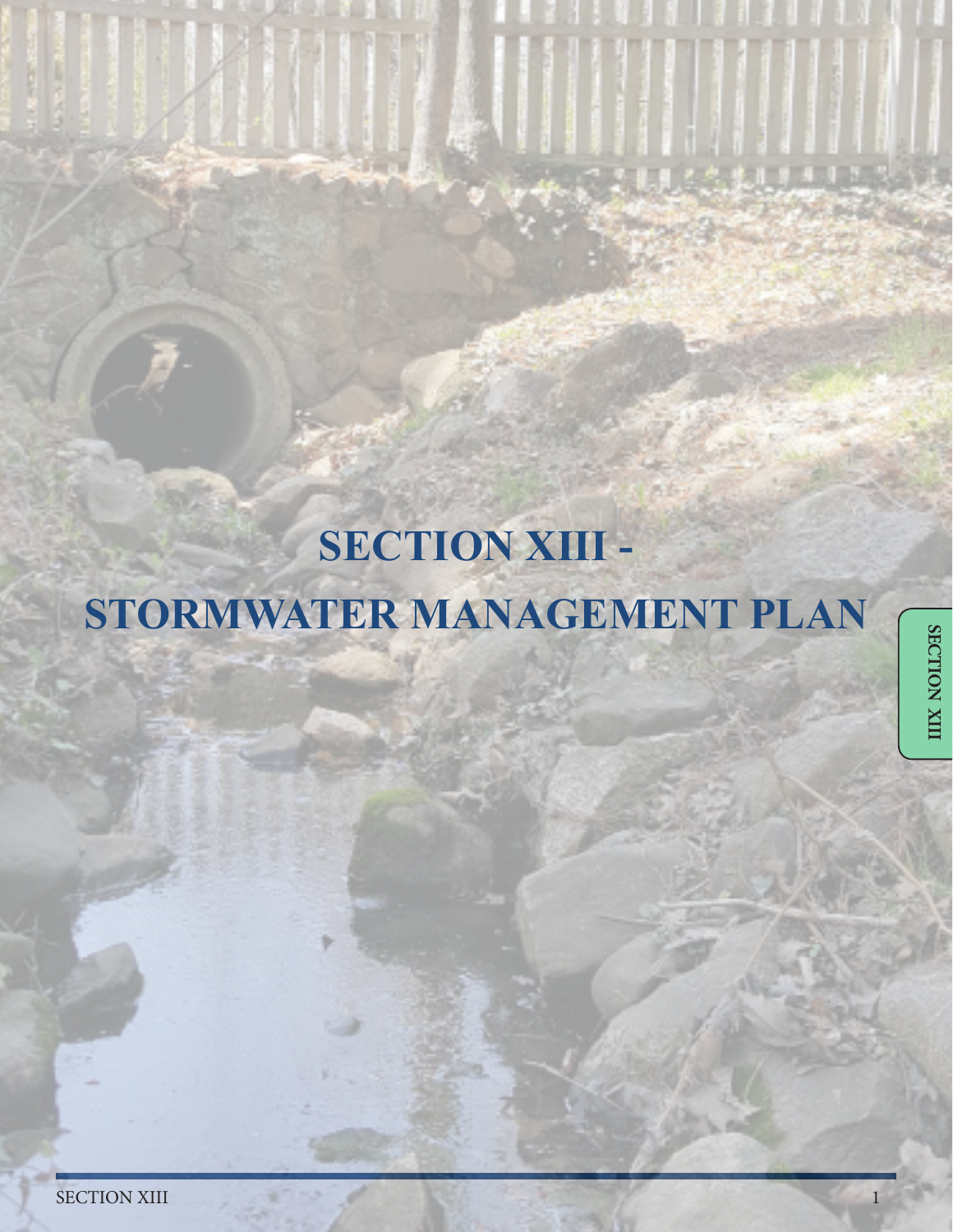# SECTION XIII - STORMWATER MANAGEMENT PLAN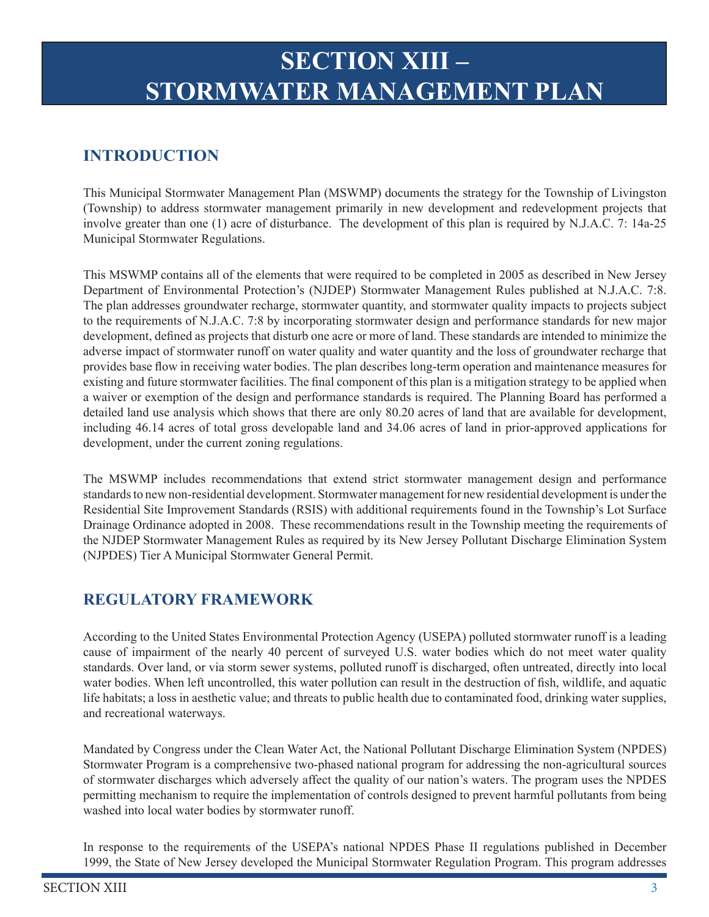# SECTION XIII – STORMWATER MANAGEMENT PLAN

## INTRODUCTION

This Municipal Stormwater Management Plan (MSWMP) documents the strategy for the Township of Livingston (Township) to address stormwater management primarily in new development and redevelopment projects that involve greater than one (1) acre of disturbance. The development of this plan is required by N.J.A.C. 7: 14a-25 Municipal Stormwater Regulations.

This MSWMP contains all of the elements that were required to be completed in 2005 as described in New Jersey Department of Environmental Protection's (NJDEP) Stormwater Management Rules published at N.J.A.C. 7:8. The plan addresses groundwater recharge, stormwater quantity, and stormwater quality impacts to projects subject to the requirements of N.J.A.C. 7:8 by incorporating stormwater design and performance standards for new major development, defined as projects that disturb one acre or more of land. These standards are intended to minimize the adverse impact of stormwater runoff on water quality and water quantity and the loss of groundwater recharge that provides base flow in receiving water bodies. The plan describes long-term operation and maintenance measures for existing and future stormwater facilities. The final component of this plan is a mitigation strategy to be applied when a waiver or exemption of the design and performance standards is required. The Planning Board has performed a detailed land use analysis which shows that there are only 80.20 acres of land that are available for development, including 46.14 acres of total gross developable land and 34.06 acres of land in prior-approved applications for development, under the current zoning regulations.

The MSWMP includes recommendations that extend strict stormwater management design and performance standards to new non-residential development. Stormwater management for new residential development is under the Residential Site Improvement Standards (RSIS) with additional requirements found in the Township's Lot Surface Drainage Ordinance adopted in 2008. These recommendations result in the Township meeting the requirements of the NJDEP Stormwater Management Rules as required by its New Jersey Pollutant Discharge Elimination System (NJPDES) Tier A Municipal Stormwater General Permit.

## REGULATORY FRAMEWORK

According to the United States Environmental Protection Agency (USEPA) polluted stormwater runoff is a leading cause of impairment of the nearly 40 percent of surveyed U.S. water bodies which do not meet water quality standards. Over land, or via storm sewer systems, polluted runoff is discharged, often untreated, directly into local water bodies. When left uncontrolled, this water pollution can result in the destruction of fish, wildlife, and aquatic life habitats; a loss in aesthetic value; and threats to public health due to contaminated food, drinking water supplies, and recreational waterways.

Mandated by Congress under the Clean Water Act, the National Pollutant Discharge Elimination System (NPDES) Stormwater Program is a comprehensive two-phased national program for addressing the non-agricultural sources of stormwater discharges which adversely affect the quality of our nation's waters. The program uses the NPDES permitting mechanism to require the implementation of controls designed to prevent harmful pollutants from being washed into local water bodies by stormwater runoff.

In response to the requirements of the USEPA's national NPDES Phase II regulations published in December 1999, the State of New Jersey developed the Municipal Stormwater Regulation Program. This program addresses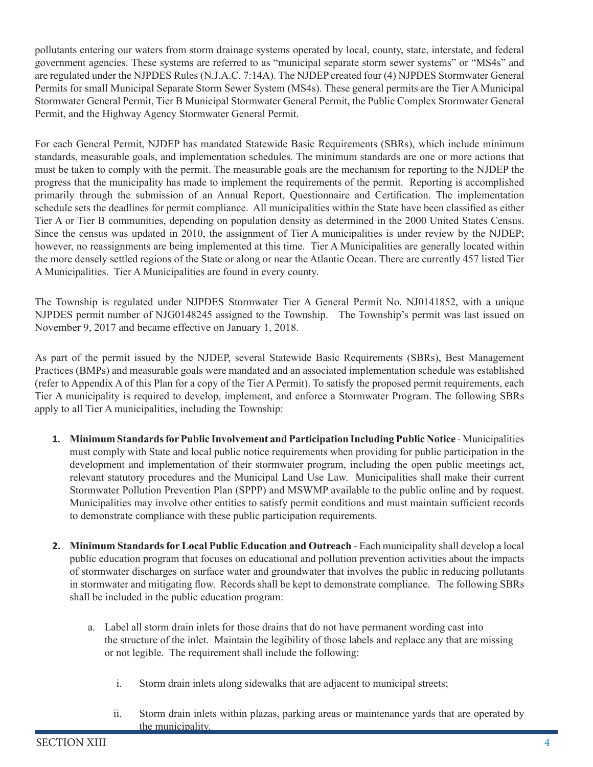pollutants entering our waters from storm drainage systems operated by local, county, state, interstate, and federal government agencies. These systems are referred to as "municipal separate storm sewer systems" or "MS4s" and are regulated under the NJPDES Rules (N.J.A.C. 7:14A). The NJDEP created four (4) NJPDES Stormwater General Permits for small Municipal Separate Storm Sewer System (MS4s). These general permits are the Tier A Municipal Stormwater General Permit, Tier B Municipal Stormwater General Permit, the Public Complex Stormwater General Permit, and the Highway Agency Stormwater General Permit.

For each General Permit, NJDEP has mandated Statewide Basic Requirements (SBRs), which include minimum standards, measurable goals, and implementation schedules. The minimum standards are one or more actions that must be taken to comply with the permit. The measurable goals are the mechanism for reporting to the NJDEP the progress that the municipality has made to implement the requirements of the permit. Reporting is accomplished primarily through the submission of an Annual Report, Questionnaire and Certification. The implementation schedule sets the deadlines for permit compliance. All municipalities within the State have been classified as either Tier A or Tier B communities, depending on population density as determined in the 2000 United States Census. Since the census was updated in 2010, the assignment of Tier A municipalities is under review by the NJDEP; however, no reassignments are being implemented at this time. Tier A Municipalities are generally located within the more densely settled regions of the State or along or near the Atlantic Ocean. There are currently 457 listed Tier A Municipalities. Tier A Municipalities are found in every county.

The Township is regulated under NJPDES Stormwater Tier A General Permit No. NJ0141852, with a unique NJPDES permit number of NJG0148245 assigned to the Township. The Township's permit was last issued on November 9, 2017 and became effective on January 1, 2018.

As part of the permit issued by the NJDEP, several Statewide Basic Requirements (SBRs), Best Management Practices (BMPs) and measurable goals were mandated and an associated implementation schedule was established (refer to Appendix A of this Plan for a copy of the Tier A Permit). To satisfy the proposed permit requirements, each Tier A municipality is required to develop, implement, and enforce a Stormwater Program. The following SBRs apply to all Tier A municipalities, including the Township:

1. **Minimum Standards for Public Involvement and Participation Including Public Notice** - Municipalities must comply with State and local public notice requirements when providing for public participation in the development and implementation of their stormwater program, including the open public meetings act, relevant statutory procedures and the Municipal Land Use Law. Municipalities shall make their current Stormwater Pollution Prevention Plan (SPPP) and MSWMP available to the public online and by request. Municipalities may involve other entities to satisfy permit conditions and must maintain sufficient records to demonstrate compliance with these public participation requirements.

2. **Minimum Standards for Local Public Education and Outreach** - Each municipality shall develop a local public education program that focuses on educational and pollution prevention activities about the impacts of stormwater discharges on surface water and groundwater that involves the public in reducing pollutants in stormwater and mitigating flow. Records shall be kept to demonstrate compliance. The following SBRs shall be included in the public education program:

   a. Label all storm drain inlets for those drains that do not have permanent wording cast into the structure of the inlet. Maintain the legibility of those labels and replace any that are missing or not legible. The requirement shall include the following:

      i. Storm drain inlets along sidewalks that are adjacent to municipal streets;

      ii. Storm drain inlets within plazas, parking areas or maintenance yards that are operated by the municipality.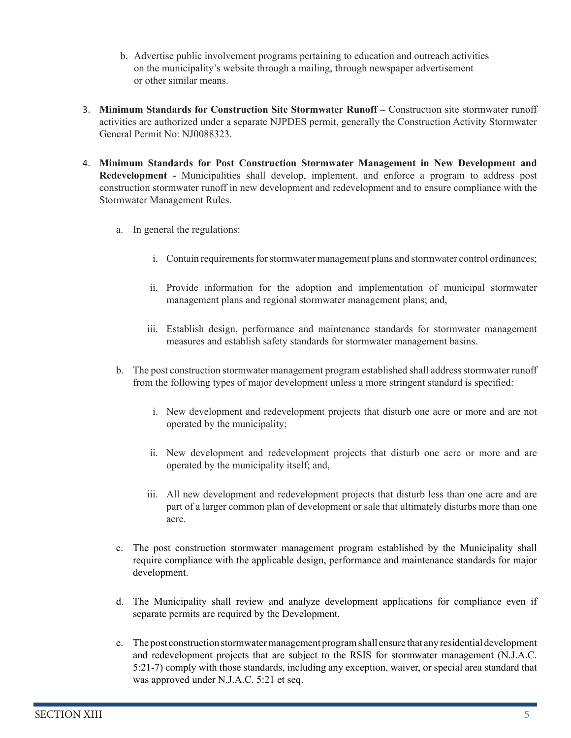b. Advertise public involvement programs pertaining to education and outreach activities on the municipality's website through a mailing, through newspaper advertisement or other similar means.

3. **Minimum Standards for Construction Site Stormwater Runoff –** Construction site stormwater runoff activities are authorized under a separate NJPDES permit, generally the Construction Activity Stormwater General Permit No: NJ0088323.

4. **Minimum Standards for Post Construction Stormwater Management in New Development and Redevelopment -** Municipalities shall develop, implement, and enforce a program to address post construction stormwater runoff in new development and redevelopment and to ensure compliance with the Stormwater Management Rules.

   a. In general the regulations:

      i. Contain requirements for stormwater management plans and stormwater control ordinances;

      ii. Provide information for the adoption and implementation of municipal stormwater management plans and regional stormwater management plans; and,

      iii. Establish design, performance and maintenance standards for stormwater management measures and establish safety standards for stormwater management basins.

   b. The post construction stormwater management program established shall address stormwater runoff from the following types of major development unless a more stringent standard is specified:

      i. New development and redevelopment projects that disturb one acre or more and are not operated by the municipality;

      ii. New development and redevelopment projects that disturb one acre or more and are operated by the municipality itself; and,

      iii. All new development and redevelopment projects that disturb less than one acre and are part of a larger common plan of development or sale that ultimately disturbs more than one acre.

   c. The post construction stormwater management program established by the Municipality shall require compliance with the applicable design, performance and maintenance standards for major development.

   d. The Municipality shall review and analyze development applications for compliance even if separate permits are required by the Development.

   e. The post construction stormwater management program shall ensure that any residential development and redevelopment projects that are subject to the RSIS for stormwater management (N.J.A.C. 5:21-7) comply with those standards, including any exception, waiver, or special area standard that was approved under N.J.A.C. 5:21 et seq.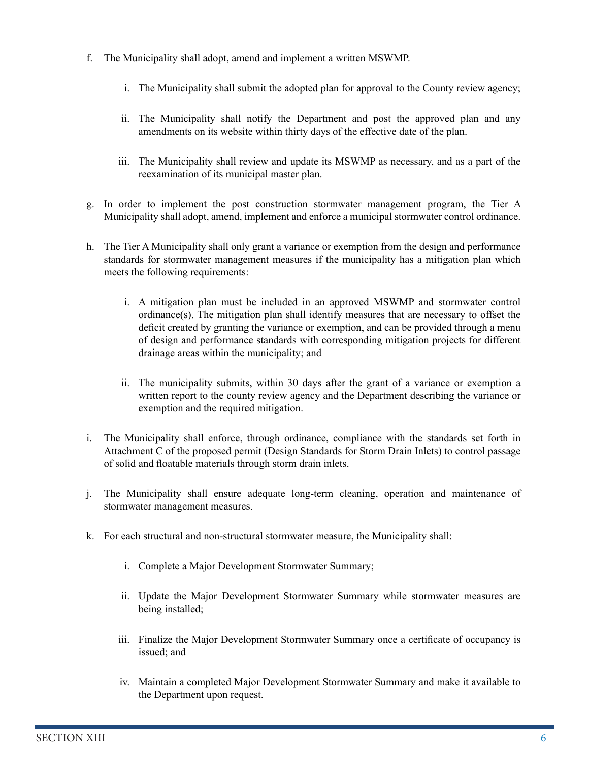f. The Municipality shall adopt, amend and implement a written MSWMP.

   i. The Municipality shall submit the adopted plan for approval to the County review agency;

   ii. The Municipality shall notify the Department and post the approved plan and any amendments on its website within thirty days of the effective date of the plan.

   iii. The Municipality shall review and update its MSWMP as necessary, and as a part of the reexamination of its municipal master plan.

g. In order to implement the post construction stormwater management program, the Tier A Municipality shall adopt, amend, implement and enforce a municipal stormwater control ordinance.

h. The Tier A Municipality shall only grant a variance or exemption from the design and performance standards for stormwater management measures if the municipality has a mitigation plan which meets the following requirements:

   i. A mitigation plan must be included in an approved MSWMP and stormwater control ordinance(s). The mitigation plan shall identify measures that are necessary to offset the deficit created by granting the variance or exemption, and can be provided through a menu of design and performance standards with corresponding mitigation projects for different drainage areas within the municipality; and

   ii. The municipality submits, within 30 days after the grant of a variance or exemption a written report to the county review agency and the Department describing the variance or exemption and the required mitigation.

i. The Municipality shall enforce, through ordinance, compliance with the standards set forth in Attachment C of the proposed permit (Design Standards for Storm Drain Inlets) to control passage of solid and floatable materials through storm drain inlets.

j. The Municipality shall ensure adequate long-term cleaning, operation and maintenance of stormwater management measures.

k. For each structural and non-structural stormwater measure, the Municipality shall:

   i. Complete a Major Development Stormwater Summary;

   ii. Update the Major Development Stormwater Summary while stormwater measures are being installed;

   iii. Finalize the Major Development Stormwater Summary once a certificate of occupancy is issued; and

   iv. Maintain a completed Major Development Stormwater Summary and make it available to the Department upon request.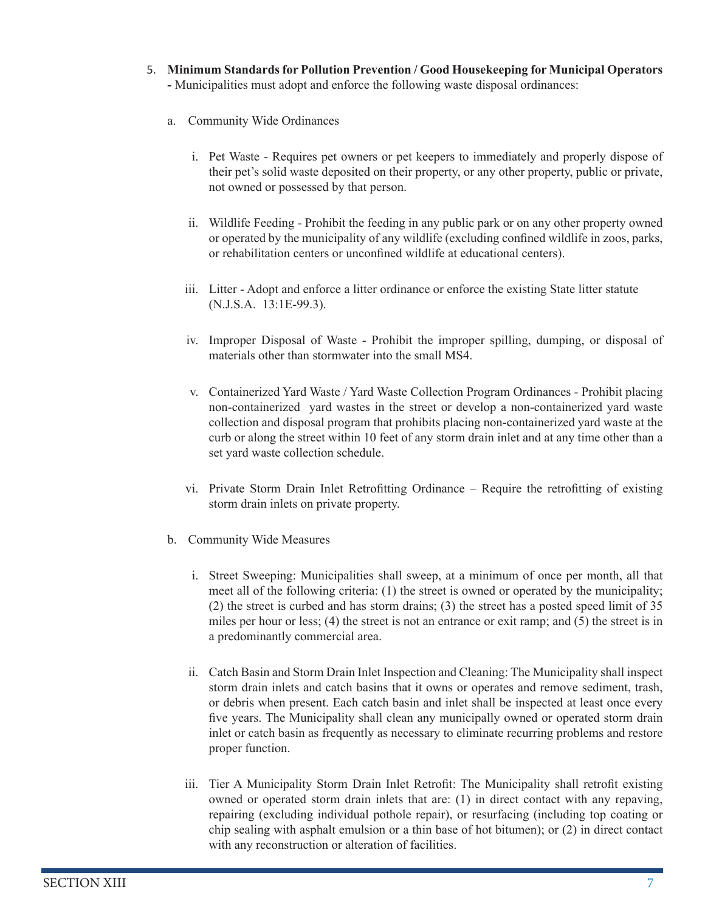5. **Minimum Standards for Pollution Prevention / Good Housekeeping for Municipal Operators -** Municipalities must adopt and enforce the following waste disposal ordinances:

   a. Community Wide Ordinances

      i. Pet Waste - Requires pet owners or pet keepers to immediately and properly dispose of their pet's solid waste deposited on their property, or any other property, public or private, not owned or possessed by that person.

      ii. Wildlife Feeding - Prohibit the feeding in any public park or on any other property owned or operated by the municipality of any wildlife (excluding confined wildlife in zoos, parks, or rehabilitation centers or unconfined wildlife at educational centers).

      iii. Litter - Adopt and enforce a litter ordinance or enforce the existing State litter statute (N.J.S.A. 13:1E-99.3).

      iv. Improper Disposal of Waste - Prohibit the improper spilling, dumping, or disposal of materials other than stormwater into the small MS4.

      v. Containerized Yard Waste / Yard Waste Collection Program Ordinances - Prohibit placing non-containerized yard wastes in the street or develop a non-containerized yard waste collection and disposal program that prohibits placing non-containerized yard waste at the curb or along the street within 10 feet of any storm drain inlet and at any time other than a set yard waste collection schedule.

      vi. Private Storm Drain Inlet Retrofitting Ordinance – Require the retrofitting of existing storm drain inlets on private property.

   b. Community Wide Measures

      i. Street Sweeping: Municipalities shall sweep, at a minimum of once per month, all that meet all of the following criteria: (1) the street is owned or operated by the municipality; (2) the street is curbed and has storm drains; (3) the street has a posted speed limit of 35 miles per hour or less; (4) the street is not an entrance or exit ramp; and (5) the street is in a predominantly commercial area.

      ii. Catch Basin and Storm Drain Inlet Inspection and Cleaning: The Municipality shall inspect storm drain inlets and catch basins that it owns or operates and remove sediment, trash, or debris when present. Each catch basin and inlet shall be inspected at least once every five years. The Municipality shall clean any municipally owned or operated storm drain inlet or catch basin as frequently as necessary to eliminate recurring problems and restore proper function.

      iii. Tier A Municipality Storm Drain Inlet Retrofit: The Municipality shall retrofit existing owned or operated storm drain inlets that are: (1) in direct contact with any repaving, repairing (excluding individual pothole repair), or resurfacing (including top coating or chip sealing with asphalt emulsion or a thin base of hot bitumen); or (2) in direct contact with any reconstruction or alteration of facilities.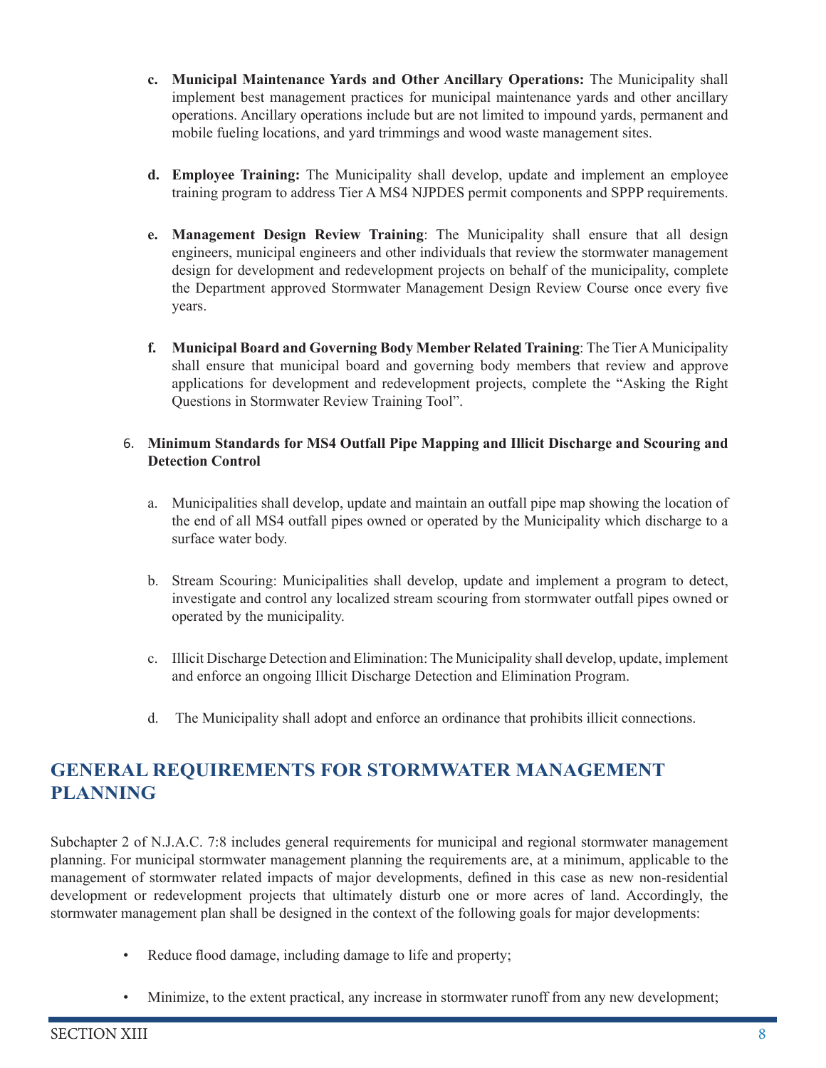c. **Municipal Maintenance Yards and Other Ancillary Operations:** The Municipality shall implement best management practices for municipal maintenance yards and other ancillary operations. Ancillary operations include but are not limited to impound yards, permanent and mobile fueling locations, and yard trimmings and wood waste management sites.

d. **Employee Training:** The Municipality shall develop, update and implement an employee training program to address Tier A MS4 NJPDES permit components and SPPP requirements.

e. **Management Design Review Training**: The Municipality shall ensure that all design engineers, municipal engineers and other individuals that review the stormwater management design for development and redevelopment projects on behalf of the municipality, complete the Department approved Stormwater Management Design Review Course once every five years.

f. **Municipal Board and Governing Body Member Related Training**: The Tier A Municipality shall ensure that municipal board and governing body members that review and approve applications for development and redevelopment projects, complete the "Asking the Right Questions in Stormwater Review Training Tool".

6. **Minimum Standards for MS4 Outfall Pipe Mapping and Illicit Discharge and Scouring and Detection Control**

   a. Municipalities shall develop, update and maintain an outfall pipe map showing the location of the end of all MS4 outfall pipes owned or operated by the Municipality which discharge to a surface water body.

   b. Stream Scouring: Municipalities shall develop, update and implement a program to detect, investigate and control any localized stream scouring from stormwater outfall pipes owned or operated by the municipality.

   c. Illicit Discharge Detection and Elimination: The Municipality shall develop, update, implement and enforce an ongoing Illicit Discharge Detection and Elimination Program.

   d. The Municipality shall adopt and enforce an ordinance that prohibits illicit connections.

## GENERAL REQUIREMENTS FOR STORMWATER MANAGEMENT PLANNING

Subchapter 2 of N.J.A.C. 7:8 includes general requirements for municipal and regional stormwater management planning. For municipal stormwater management planning the requirements are, at a minimum, applicable to the management of stormwater related impacts of major developments, defined in this case as new non-residential development or redevelopment projects that ultimately disturb one or more acres of land. Accordingly, the stormwater management plan shall be designed in the context of the following goals for major developments:

- Reduce flood damage, including damage to life and property;
- Minimize, to the extent practical, any increase in stormwater runoff from any new development;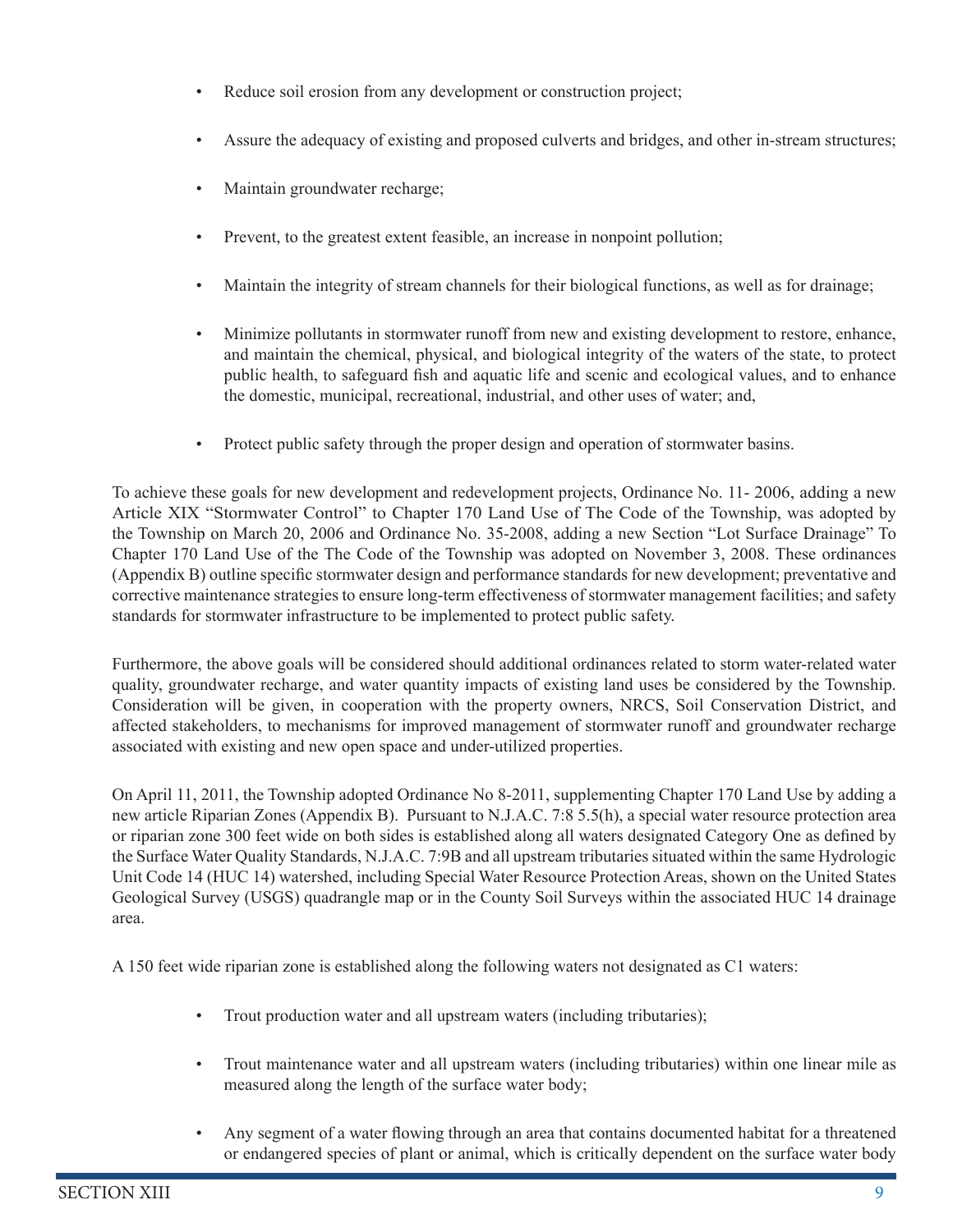- Reduce soil erosion from any development or construction project;
- Assure the adequacy of existing and proposed culverts and bridges, and other in-stream structures;
- Maintain groundwater recharge;
- Prevent, to the greatest extent feasible, an increase in nonpoint pollution;
- Maintain the integrity of stream channels for their biological functions, as well as for drainage;
- Minimize pollutants in stormwater runoff from new and existing development to restore, enhance, and maintain the chemical, physical, and biological integrity of the waters of the state, to protect public health, to safeguard fish and aquatic life and scenic and ecological values, and to enhance the domestic, municipal, recreational, industrial, and other uses of water; and,
- Protect public safety through the proper design and operation of stormwater basins.

To achieve these goals for new development and redevelopment projects, Ordinance No. 11- 2006, adding a new Article XIX "Stormwater Control" to Chapter 170 Land Use of The Code of the Township, was adopted by the Township on March 20, 2006 and Ordinance No. 35-2008, adding a new Section "Lot Surface Drainage" To Chapter 170 Land Use of the The Code of the Township was adopted on November 3, 2008. These ordinances (Appendix B) outline specific stormwater design and performance standards for new development; preventative and corrective maintenance strategies to ensure long-term effectiveness of stormwater management facilities; and safety standards for stormwater infrastructure to be implemented to protect public safety.

Furthermore, the above goals will be considered should additional ordinances related to storm water-related water quality, groundwater recharge, and water quantity impacts of existing land uses be considered by the Township. Consideration will be given, in cooperation with the property owners, NRCS, Soil Conservation District, and affected stakeholders, to mechanisms for improved management of stormwater runoff and groundwater recharge associated with existing and new open space and under-utilized properties.

On April 11, 2011, the Township adopted Ordinance No 8-2011, supplementing Chapter 170 Land Use by adding a new article Riparian Zones (Appendix B). Pursuant to N.J.A.C. 7:8 5.5(h), a special water resource protection area or riparian zone 300 feet wide on both sides is established along all waters designated Category One as defined by the Surface Water Quality Standards, N.J.A.C. 7:9B and all upstream tributaries situated within the same Hydrologic Unit Code 14 (HUC 14) watershed, including Special Water Resource Protection Areas, shown on the United States Geological Survey (USGS) quadrangle map or in the County Soil Surveys within the associated HUC 14 drainage area.

A 150 feet wide riparian zone is established along the following waters not designated as C1 waters:

- Trout production water and all upstream waters (including tributaries);
- Trout maintenance water and all upstream waters (including tributaries) within one linear mile as measured along the length of the surface water body;
- Any segment of a water flowing through an area that contains documented habitat for a threatened or endangered species of plant or animal, which is critically dependent on the surface water body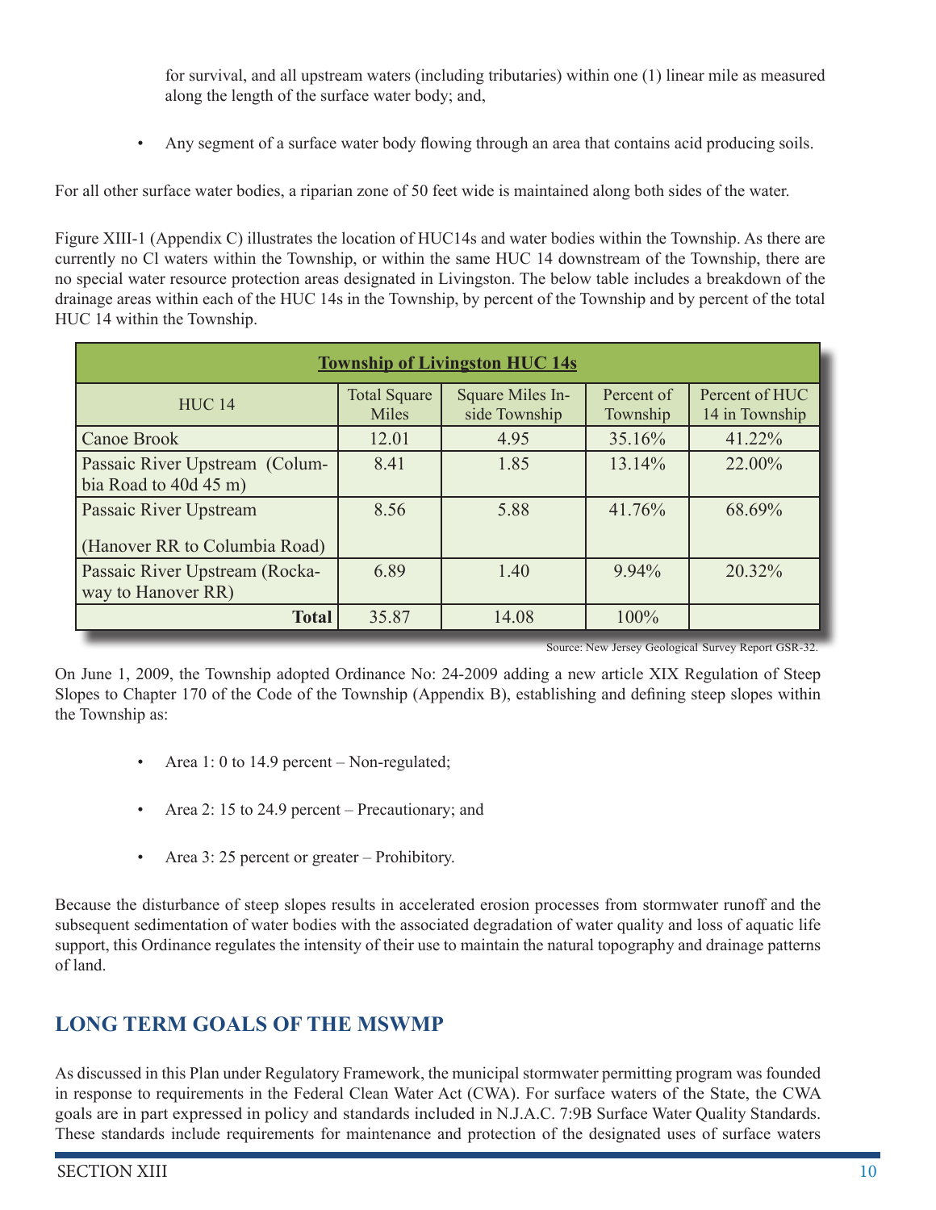for survival, and all upstream waters (including tributaries) within one (1) linear mile as measured along the length of the surface water body; and,

- Any segment of a surface water body flowing through an area that contains acid producing soils.

For all other surface water bodies, a riparian zone of 50 feet wide is maintained along both sides of the water.

Figure XIII-1 (Appendix C) illustrates the location of HUC14s and water bodies within the Township. As there are currently no Cl waters within the Township, or within the same HUC 14 downstream of the Township, there are no special water resource protection areas designated in Livingston. The below table includes a breakdown of the drainage areas within each of the HUC 14s in the Township, by percent of the Township and by percent of the total HUC 14 within the Township.

| **Township of Livingston HUC 14s** | | | | |
|---|---|---|---|---|
| HUC 14 | Total Square Miles | Square Miles Inside Township | Percent of Township | Percent of HUC 14 in Township |
| Canoe Brook | 12.01 | 4.95 | 35.16% | 41.22% |
| Passaic River Upstream (Columbia Road to 40d 45 m) | 8.41 | 1.85 | 13.14% | 22.00% |
| Passaic River Upstream (Hanover RR to Columbia Road) | 8.56 | 5.88 | 41.76% | 68.69% |
| Passaic River Upstream (Rockaway to Hanover RR) | 6.89 | 1.40 | 9.94% | 20.32% |
| **Total** | 35.87 | 14.08 | 100% | |

Source: New Jersey Geological Survey Report GSR-32.

On June 1, 2009, the Township adopted Ordinance No: 24-2009 adding a new article XIX Regulation of Steep Slopes to Chapter 170 of the Code of the Township (Appendix B), establishing and defining steep slopes within the Township as:

- Area 1: 0 to 14.9 percent – Non-regulated;
- Area 2: 15 to 24.9 percent – Precautionary; and
- Area 3: 25 percent or greater – Prohibitory.

Because the disturbance of steep slopes results in accelerated erosion processes from stormwater runoff and the subsequent sedimentation of water bodies with the associated degradation of water quality and loss of aquatic life support, this Ordinance regulates the intensity of their use to maintain the natural topography and drainage patterns of land.

## LONG TERM GOALS OF THE MSWMP

As discussed in this Plan under Regulatory Framework, the municipal stormwater permitting program was founded in response to requirements in the Federal Clean Water Act (CWA). For surface waters of the State, the CWA goals are in part expressed in policy and standards included in N.J.A.C. 7:9B Surface Water Quality Standards. These standards include requirements for maintenance and protection of the designated uses of surface waters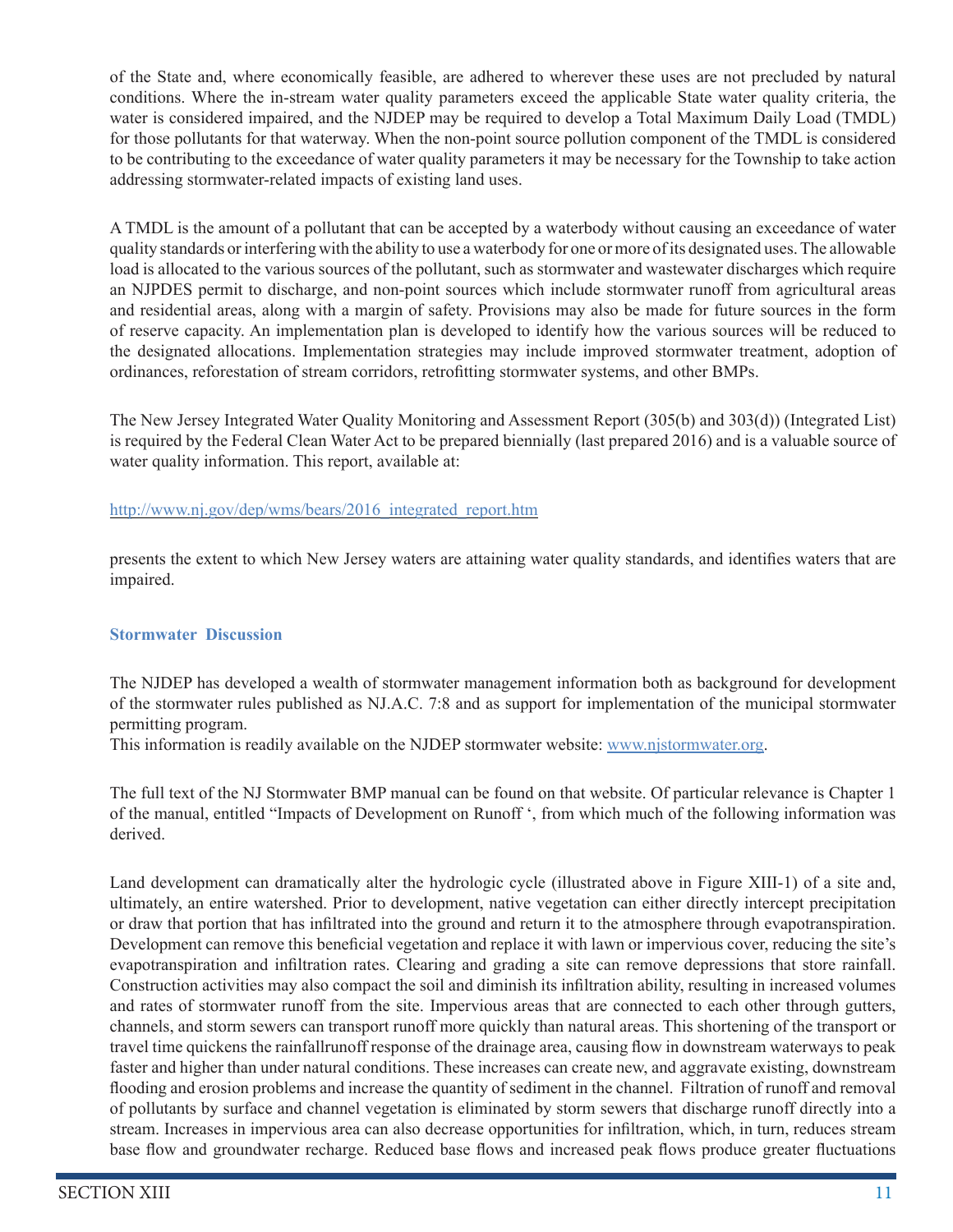of the State and, where economically feasible, are adhered to wherever these uses are not precluded by natural conditions. Where the in-stream water quality parameters exceed the applicable State water quality criteria, the water is considered impaired, and the NJDEP may be required to develop a Total Maximum Daily Load (TMDL) for those pollutants for that waterway. When the non-point source pollution component of the TMDL is considered to be contributing to the exceedance of water quality parameters it may be necessary for the Township to take action addressing stormwater-related impacts of existing land uses.

A TMDL is the amount of a pollutant that can be accepted by a waterbody without causing an exceedance of water quality standards or interfering with the ability to use a waterbody for one or more of its designated uses. The allowable load is allocated to the various sources of the pollutant, such as stormwater and wastewater discharges which require an NJPDES permit to discharge, and non-point sources which include stormwater runoff from agricultural areas and residential areas, along with a margin of safety. Provisions may also be made for future sources in the form of reserve capacity. An implementation plan is developed to identify how the various sources will be reduced to the designated allocations. Implementation strategies may include improved stormwater treatment, adoption of ordinances, reforestation of stream corridors, retrofitting stormwater systems, and other BMPs.

The New Jersey Integrated Water Quality Monitoring and Assessment Report (305(b) and 303(d)) (Integrated List) is required by the Federal Clean Water Act to be prepared biennially (last prepared 2016) and is a valuable source of water quality information. This report, available at:

http://www.nj.gov/dep/wms/bears/2016_integrated_report.htm

presents the extent to which New Jersey waters are attaining water quality standards, and identifies waters that are impaired.

### Stormwater Discussion

The NJDEP has developed a wealth of stormwater management information both as background for development of the stormwater rules published as NJ.A.C. 7:8 and as support for implementation of the municipal stormwater permitting program.
This information is readily available on the NJDEP stormwater website: www.njstormwater.org.

The full text of the NJ Stormwater BMP manual can be found on that website. Of particular relevance is Chapter 1 of the manual, entitled "Impacts of Development on Runoff ', from which much of the following information was derived.

Land development can dramatically alter the hydrologic cycle (illustrated above in Figure XIII-1) of a site and, ultimately, an entire watershed. Prior to development, native vegetation can either directly intercept precipitation or draw that portion that has infiltrated into the ground and return it to the atmosphere through evapotranspiration. Development can remove this beneficial vegetation and replace it with lawn or impervious cover, reducing the site's evapotranspiration and infiltration rates. Clearing and grading a site can remove depressions that store rainfall. Construction activities may also compact the soil and diminish its infiltration ability, resulting in increased volumes and rates of stormwater runoff from the site. Impervious areas that are connected to each other through gutters, channels, and storm sewers can transport runoff more quickly than natural areas. This shortening of the transport or travel time quickens the rainfallrunoff response of the drainage area, causing flow in downstream waterways to peak faster and higher than under natural conditions. These increases can create new, and aggravate existing, downstream flooding and erosion problems and increase the quantity of sediment in the channel. Filtration of runoff and removal of pollutants by surface and channel vegetation is eliminated by storm sewers that discharge runoff directly into a stream. Increases in impervious area can also decrease opportunities for infiltration, which, in turn, reduces stream base flow and groundwater recharge. Reduced base flows and increased peak flows produce greater fluctuations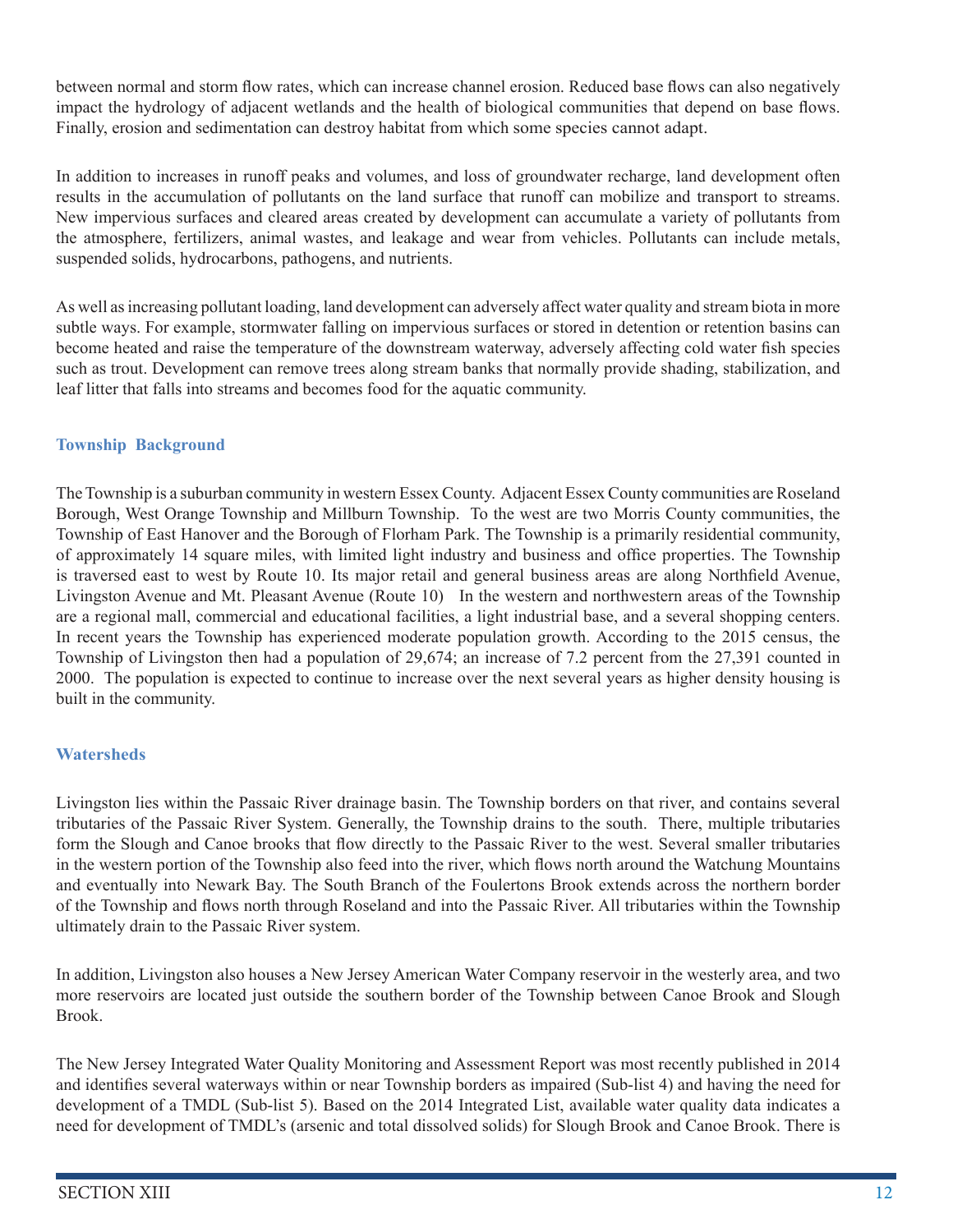between normal and storm flow rates, which can increase channel erosion. Reduced base flows can also negatively impact the hydrology of adjacent wetlands and the health of biological communities that depend on base flows. Finally, erosion and sedimentation can destroy habitat from which some species cannot adapt.

In addition to increases in runoff peaks and volumes, and loss of groundwater recharge, land development often results in the accumulation of pollutants on the land surface that runoff can mobilize and transport to streams. New impervious surfaces and cleared areas created by development can accumulate a variety of pollutants from the atmosphere, fertilizers, animal wastes, and leakage and wear from vehicles. Pollutants can include metals, suspended solids, hydrocarbons, pathogens, and nutrients.

As well as increasing pollutant loading, land development can adversely affect water quality and stream biota in more subtle ways. For example, stormwater falling on impervious surfaces or stored in detention or retention basins can become heated and raise the temperature of the downstream waterway, adversely affecting cold water fish species such as trout. Development can remove trees along stream banks that normally provide shading, stabilization, and leaf litter that falls into streams and becomes food for the aquatic community.

### Township Background

The Township is a suburban community in western Essex County. Adjacent Essex County communities are Roseland Borough, West Orange Township and Millburn Township. To the west are two Morris County communities, the Township of East Hanover and the Borough of Florham Park. The Township is a primarily residential community, of approximately 14 square miles, with limited light industry and business and office properties. The Township is traversed east to west by Route 10. Its major retail and general business areas are along Northfield Avenue, Livingston Avenue and Mt. Pleasant Avenue (Route 10) In the western and northwestern areas of the Township are a regional mall, commercial and educational facilities, a light industrial base, and a several shopping centers. In recent years the Township has experienced moderate population growth. According to the 2015 census, the Township of Livingston then had a population of 29,674; an increase of 7.2 percent from the 27,391 counted in 2000. The population is expected to continue to increase over the next several years as higher density housing is built in the community.

### Watersheds

Livingston lies within the Passaic River drainage basin. The Township borders on that river, and contains several tributaries of the Passaic River System. Generally, the Township drains to the south. There, multiple tributaries form the Slough and Canoe brooks that flow directly to the Passaic River to the west. Several smaller tributaries in the western portion of the Township also feed into the river, which flows north around the Watchung Mountains and eventually into Newark Bay. The South Branch of the Foulertons Brook extends across the northern border of the Township and flows north through Roseland and into the Passaic River. All tributaries within the Township ultimately drain to the Passaic River system.

In addition, Livingston also houses a New Jersey American Water Company reservoir in the westerly area, and two more reservoirs are located just outside the southern border of the Township between Canoe Brook and Slough Brook.

The New Jersey Integrated Water Quality Monitoring and Assessment Report was most recently published in 2014 and identifies several waterways within or near Township borders as impaired (Sub-list 4) and having the need for development of a TMDL (Sub-list 5). Based on the 2014 Integrated List, available water quality data indicates a need for development of TMDL's (arsenic and total dissolved solids) for Slough Brook and Canoe Brook. There is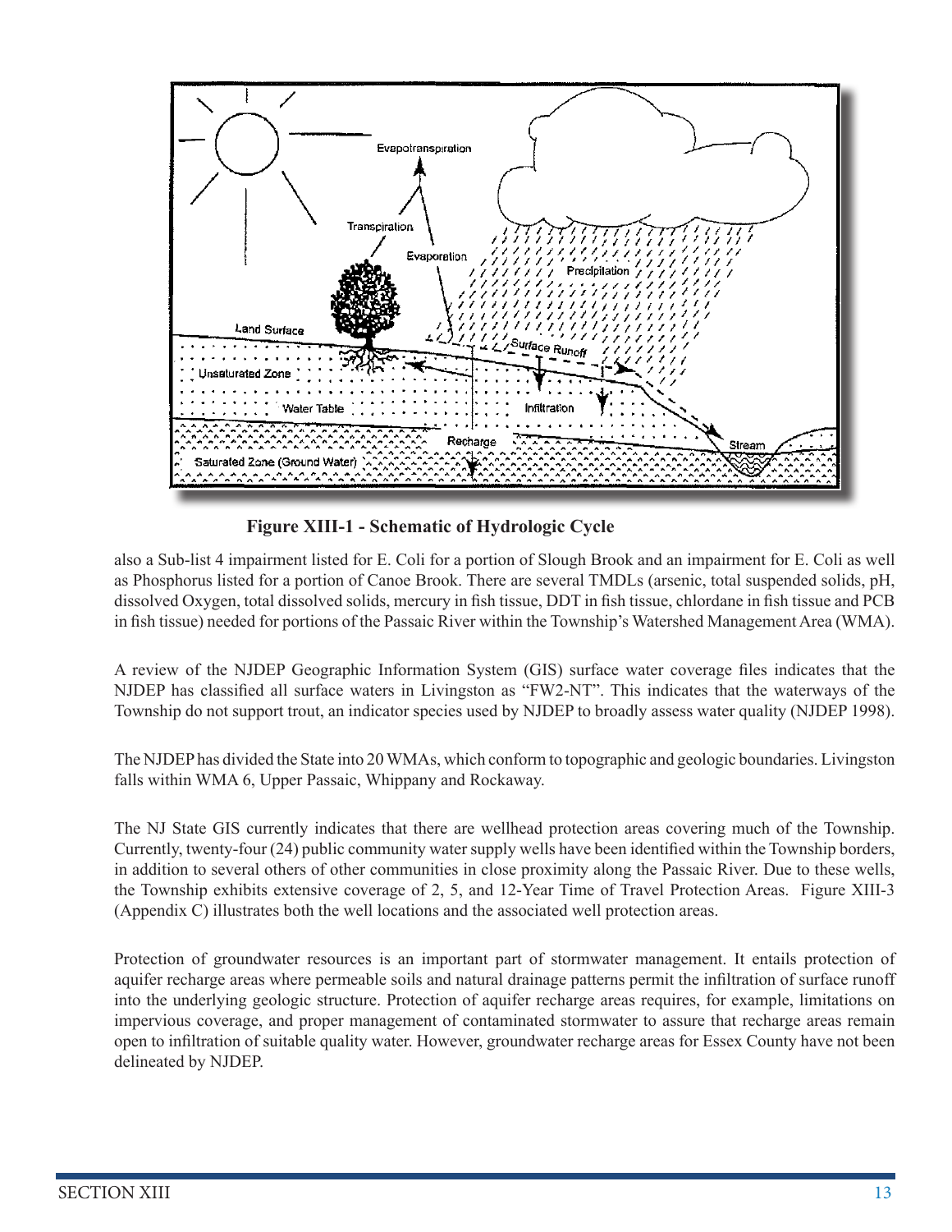**Figure XIII-1 - Schematic of Hydrologic Cycle**

also a Sub-list 4 impairment listed for E. Coli for a portion of Slough Brook and an impairment for E. Coli as well as Phosphorus listed for a portion of Canoe Brook. There are several TMDLs (arsenic, total suspended solids, pH, dissolved Oxygen, total dissolved solids, mercury in fish tissue, DDT in fish tissue, chlordane in fish tissue and PCB in fish tissue) needed for portions of the Passaic River within the Township's Watershed Management Area (WMA).

A review of the NJDEP Geographic Information System (GIS) surface water coverage files indicates that the NJDEP has classified all surface waters in Livingston as "FW2-NT". This indicates that the waterways of the Township do not support trout, an indicator species used by NJDEP to broadly assess water quality (NJDEP 1998).

The NJDEP has divided the State into 20 WMAs, which conform to topographic and geologic boundaries. Livingston falls within WMA 6, Upper Passaic, Whippany and Rockaway.

The NJ State GIS currently indicates that there are wellhead protection areas covering much of the Township. Currently, twenty-four (24) public community water supply wells have been identified within the Township borders, in addition to several others of other communities in close proximity along the Passaic River. Due to these wells, the Township exhibits extensive coverage of 2, 5, and 12-Year Time of Travel Protection Areas. Figure XIII-3 (Appendix C) illustrates both the well locations and the associated well protection areas.

Protection of groundwater resources is an important part of stormwater management. It entails protection of aquifer recharge areas where permeable soils and natural drainage patterns permit the infiltration of surface runoff into the underlying geologic structure. Protection of aquifer recharge areas requires, for example, limitations on impervious coverage, and proper management of contaminated stormwater to assure that recharge areas remain open to infiltration of suitable quality water. However, groundwater recharge areas for Essex County have not been delineated by NJDEP.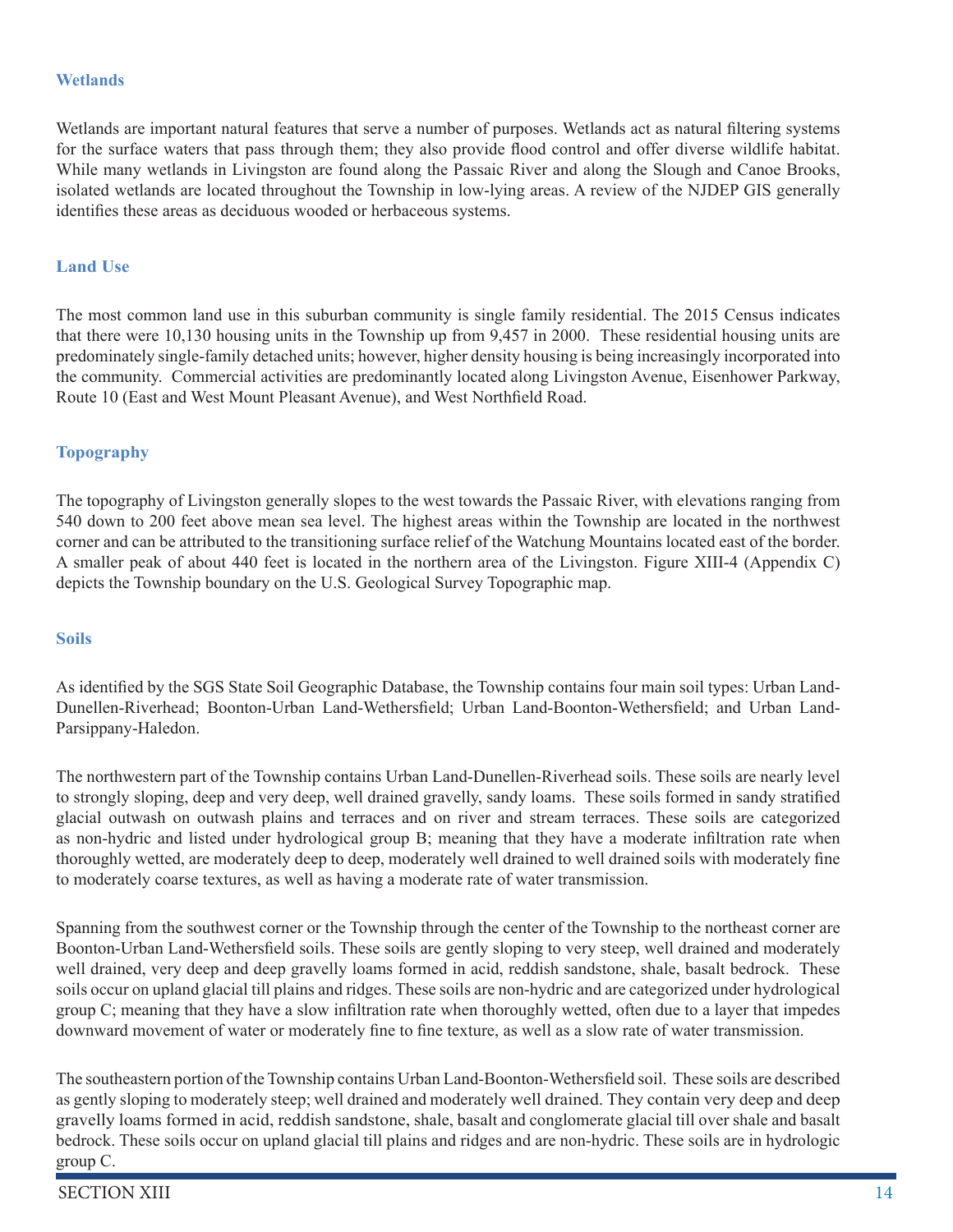### Wetlands

Wetlands are important natural features that serve a number of purposes. Wetlands act as natural filtering systems for the surface waters that pass through them; they also provide flood control and offer diverse wildlife habitat. While many wetlands in Livingston are found along the Passaic River and along the Slough and Canoe Brooks, isolated wetlands are located throughout the Township in low-lying areas. A review of the NJDEP GIS generally identifies these areas as deciduous wooded or herbaceous systems.

### Land Use

The most common land use in this suburban community is single family residential. The 2015 Census indicates that there were 10,130 housing units in the Township up from 9,457 in 2000. These residential housing units are predominately single-family detached units; however, higher density housing is being increasingly incorporated into the community. Commercial activities are predominantly located along Livingston Avenue, Eisenhower Parkway, Route 10 (East and West Mount Pleasant Avenue), and West Northfield Road.

### Topography

The topography of Livingston generally slopes to the west towards the Passaic River, with elevations ranging from 540 down to 200 feet above mean sea level. The highest areas within the Township are located in the northwest corner and can be attributed to the transitioning surface relief of the Watchung Mountains located east of the border. A smaller peak of about 440 feet is located in the northern area of the Livingston. Figure XIII-4 (Appendix C) depicts the Township boundary on the U.S. Geological Survey Topographic map.

### Soils

As identified by the SGS State Soil Geographic Database, the Township contains four main soil types: Urban Land-Dunellen-Riverhead; Boonton-Urban Land-Wethersfield; Urban Land-Boonton-Wethersfield; and Urban Land-Parsippany-Haledon.

The northwestern part of the Township contains Urban Land-Dunellen-Riverhead soils. These soils are nearly level to strongly sloping, deep and very deep, well drained gravelly, sandy loams. These soils formed in sandy stratified glacial outwash on outwash plains and terraces and on river and stream terraces. These soils are categorized as non-hydric and listed under hydrological group B; meaning that they have a moderate infiltration rate when thoroughly wetted, are moderately deep to deep, moderately well drained to well drained soils with moderately fine to moderately coarse textures, as well as having a moderate rate of water transmission.

Spanning from the southwest corner or the Township through the center of the Township to the northeast corner are Boonton-Urban Land-Wethersfield soils. These soils are gently sloping to very steep, well drained and moderately well drained, very deep and deep gravelly loams formed in acid, reddish sandstone, shale, basalt bedrock. These soils occur on upland glacial till plains and ridges. These soils are non-hydric and are categorized under hydrological group C; meaning that they have a slow infiltration rate when thoroughly wetted, often due to a layer that impedes downward movement of water or moderately fine to fine texture, as well as a slow rate of water transmission.

The southeastern portion of the Township contains Urban Land-Boonton-Wethersfield soil. These soils are described as gently sloping to moderately steep; well drained and moderately well drained. They contain very deep and deep gravelly loams formed in acid, reddish sandstone, shale, basalt and conglomerate glacial till over shale and basalt bedrock. These soils occur on upland glacial till plains and ridges and are non-hydric. These soils are in hydrologic group C.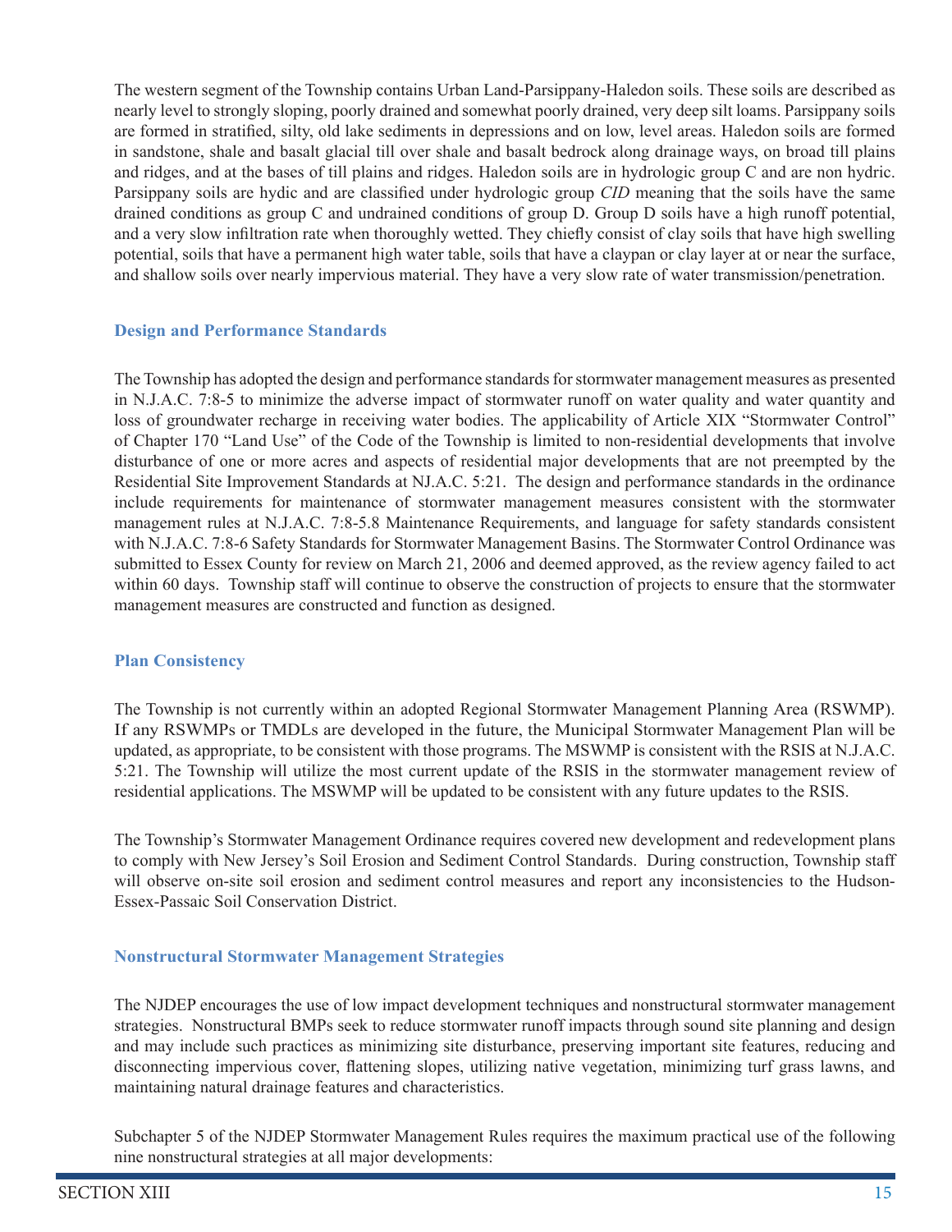The western segment of the Township contains Urban Land-Parsippany-Haledon soils. These soils are described as nearly level to strongly sloping, poorly drained and somewhat poorly drained, very deep silt loams. Parsippany soils are formed in stratified, silty, old lake sediments in depressions and on low, level areas. Haledon soils are formed in sandstone, shale and basalt glacial till over shale and basalt bedrock along drainage ways, on broad till plains and ridges, and at the bases of till plains and ridges. Haledon soils are in hydrologic group C and are non hydric. Parsippany soils are hydic and are classified under hydrologic group *CID* meaning that the soils have the same drained conditions as group C and undrained conditions of group D. Group D soils have a high runoff potential, and a very slow infiltration rate when thoroughly wetted. They chiefly consist of clay soils that have high swelling potential, soils that have a permanent high water table, soils that have a claypan or clay layer at or near the surface, and shallow soils over nearly impervious material. They have a very slow rate of water transmission/penetration.

### Design and Performance Standards

The Township has adopted the design and performance standards for stormwater management measures as presented in N.J.A.C. 7:8-5 to minimize the adverse impact of stormwater runoff on water quality and water quantity and loss of groundwater recharge in receiving water bodies. The applicability of Article XIX "Stormwater Control" of Chapter 170 "Land Use" of the Code of the Township is limited to non-residential developments that involve disturbance of one or more acres and aspects of residential major developments that are not preempted by the Residential Site Improvement Standards at NJ.A.C. 5:21. The design and performance standards in the ordinance include requirements for maintenance of stormwater management measures consistent with the stormwater management rules at N.J.A.C. 7:8-5.8 Maintenance Requirements, and language for safety standards consistent with N.J.A.C. 7:8-6 Safety Standards for Stormwater Management Basins. The Stormwater Control Ordinance was submitted to Essex County for review on March 21, 2006 and deemed approved, as the review agency failed to act within 60 days. Township staff will continue to observe the construction of projects to ensure that the stormwater management measures are constructed and function as designed.

### Plan Consistency

The Township is not currently within an adopted Regional Stormwater Management Planning Area (RSWMP). If any RSWMPs or TMDLs are developed in the future, the Municipal Stormwater Management Plan will be updated, as appropriate, to be consistent with those programs. The MSWMP is consistent with the RSIS at N.J.A.C. 5:21. The Township will utilize the most current update of the RSIS in the stormwater management review of residential applications. The MSWMP will be updated to be consistent with any future updates to the RSIS.

The Township's Stormwater Management Ordinance requires covered new development and redevelopment plans to comply with New Jersey's Soil Erosion and Sediment Control Standards. During construction, Township staff will observe on-site soil erosion and sediment control measures and report any inconsistencies to the Hudson-Essex-Passaic Soil Conservation District.

### Nonstructural Stormwater Management Strategies

The NJDEP encourages the use of low impact development techniques and nonstructural stormwater management strategies. Nonstructural BMPs seek to reduce stormwater runoff impacts through sound site planning and design and may include such practices as minimizing site disturbance, preserving important site features, reducing and disconnecting impervious cover, flattening slopes, utilizing native vegetation, minimizing turf grass lawns, and maintaining natural drainage features and characteristics.

Subchapter 5 of the NJDEP Stormwater Management Rules requires the maximum practical use of the following nine nonstructural strategies at all major developments: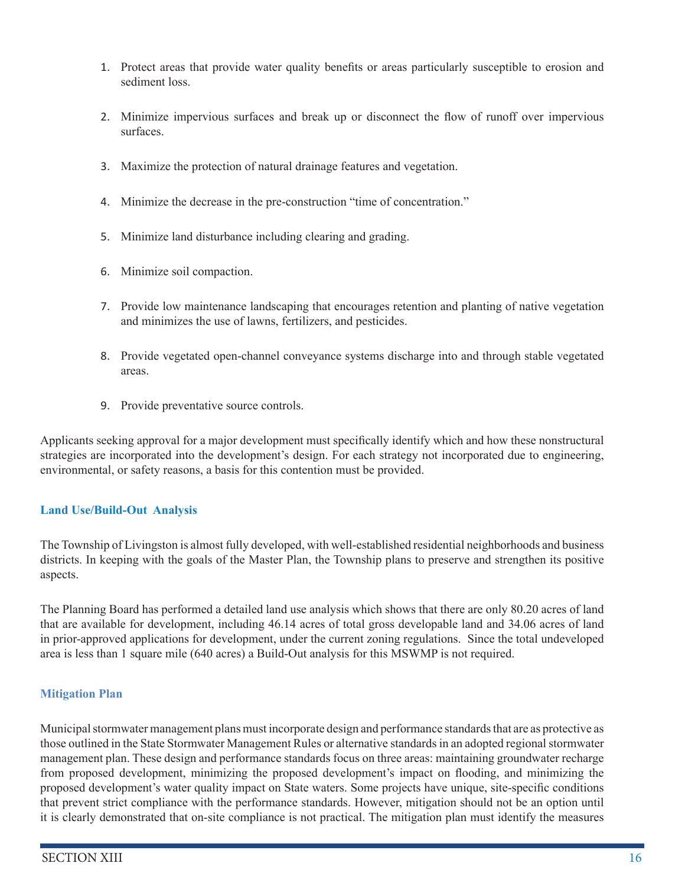1. Protect areas that provide water quality benefits or areas particularly susceptible to erosion and sediment loss.

2. Minimize impervious surfaces and break up or disconnect the flow of runoff over impervious surfaces.

3. Maximize the protection of natural drainage features and vegetation.

4. Minimize the decrease in the pre-construction "time of concentration."

5. Minimize land disturbance including clearing and grading.

6. Minimize soil compaction.

7. Provide low maintenance landscaping that encourages retention and planting of native vegetation and minimizes the use of lawns, fertilizers, and pesticides.

8. Provide vegetated open-channel conveyance systems discharge into and through stable vegetated areas.

9. Provide preventative source controls.

Applicants seeking approval for a major development must specifically identify which and how these nonstructural strategies are incorporated into the development's design. For each strategy not incorporated due to engineering, environmental, or safety reasons, a basis for this contention must be provided.

### Land Use/Build-Out Analysis

The Township of Livingston is almost fully developed, with well-established residential neighborhoods and business districts. In keeping with the goals of the Master Plan, the Township plans to preserve and strengthen its positive aspects.

The Planning Board has performed a detailed land use analysis which shows that there are only 80.20 acres of land that are available for development, including 46.14 acres of total gross developable land and 34.06 acres of land in prior-approved applications for development, under the current zoning regulations. Since the total undeveloped area is less than 1 square mile (640 acres) a Build-Out analysis for this MSWMP is not required.

### Mitigation Plan

Municipal stormwater management plans must incorporate design and performance standards that are as protective as those outlined in the State Stormwater Management Rules or alternative standards in an adopted regional stormwater management plan. These design and performance standards focus on three areas: maintaining groundwater recharge from proposed development, minimizing the proposed development's impact on flooding, and minimizing the proposed development's water quality impact on State waters. Some projects have unique, site-specific conditions that prevent strict compliance with the performance standards. However, mitigation should not be an option until it is clearly demonstrated that on-site compliance is not practical. The mitigation plan must identify the measures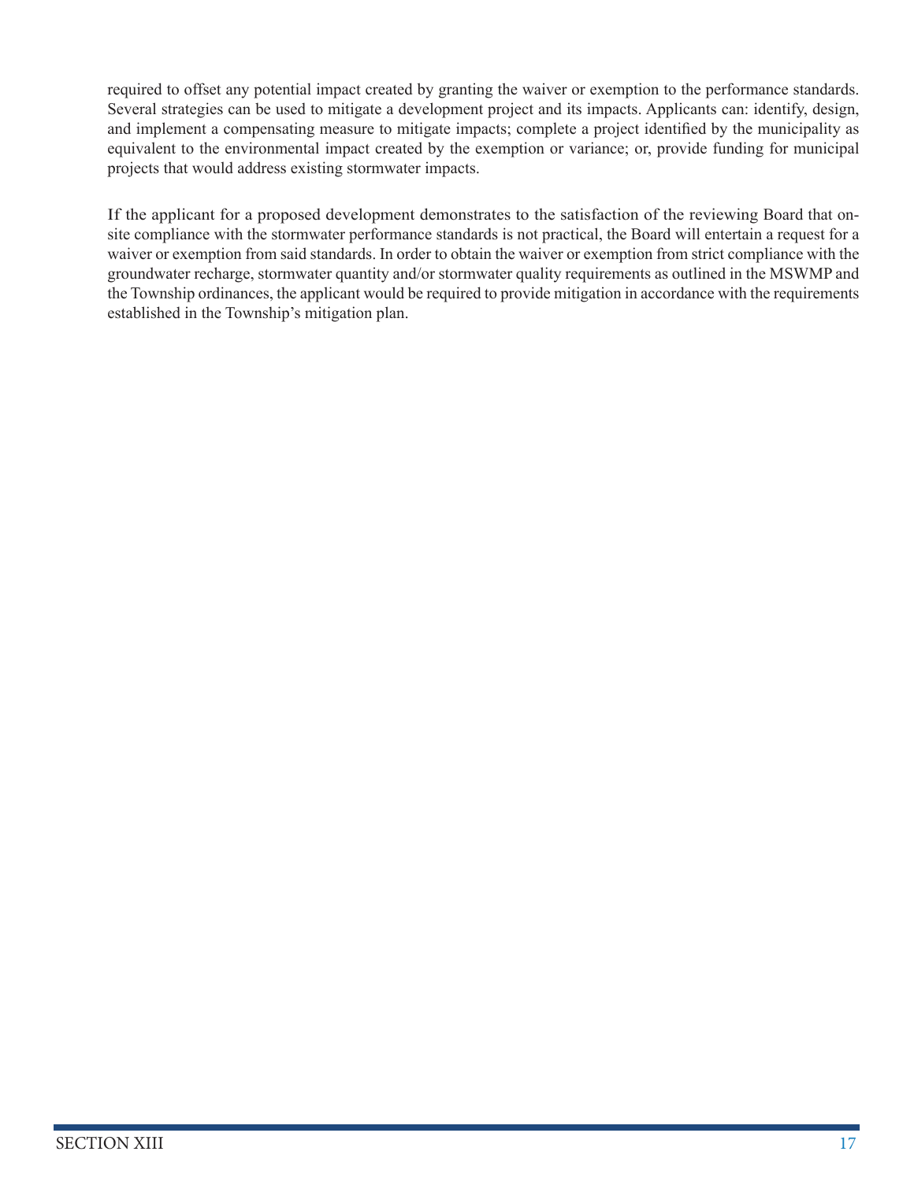required to offset any potential impact created by granting the waiver or exemption to the performance standards. Several strategies can be used to mitigate a development project and its impacts. Applicants can: identify, design, and implement a compensating measure to mitigate impacts; complete a project identified by the municipality as equivalent to the environmental impact created by the exemption or variance; or, provide funding for municipal projects that would address existing stormwater impacts.

If the applicant for a proposed development demonstrates to the satisfaction of the reviewing Board that on-site compliance with the stormwater performance standards is not practical, the Board will entertain a request for a waiver or exemption from said standards. In order to obtain the waiver or exemption from strict compliance with the groundwater recharge, stormwater quantity and/or stormwater quality requirements as outlined in the MSWMP and the Township ordinances, the applicant would be required to provide mitigation in accordance with the requirements established in the Township's mitigation plan.